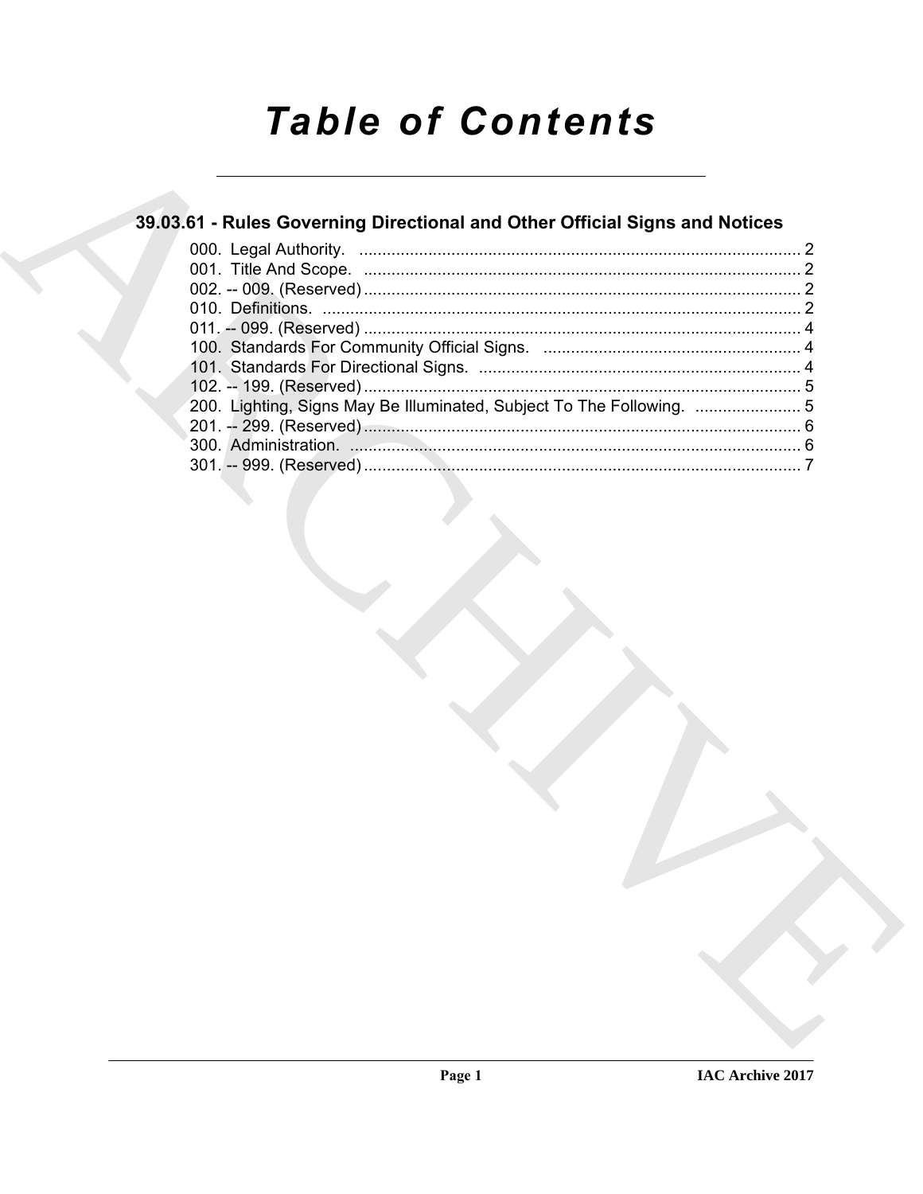# Table of Contents

## 39.03.61 - Rules Governing Directional and Other Official Signs and Notices

000. Legal Authority. ........................................................................................ 2
001. Title And Scope. ........................................................................................ 2
002. -- 009. (Reserved) ........................................................................................ 2
010. Definitions. ........................................................................................ 2
011. -- 099. (Reserved) ........................................................................................ 4
100. Standards For Community Official Signs. ........................................................................................ 4
101. Standards For Directional Signs. ........................................................................................ 4
102. -- 199. (Reserved) ........................................................................................ 5
200. Lighting, Signs May Be Illuminated, Subject To The Following. ........................................................................................ 5
201. -- 299. (Reserved) ........................................................................................ 6
300. Administration. ........................................................................................ 6
301. -- 999. (Reserved) ........................................................................................ 7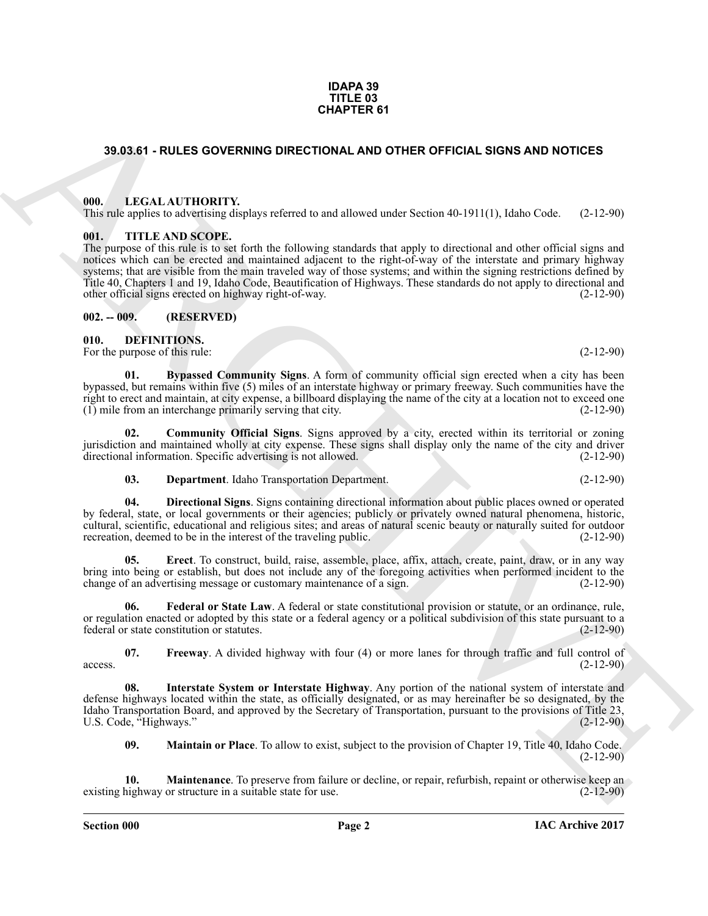**IDAPA 39**
**TITLE 03**
**CHAPTER 61**

# 39.03.61 - RULES GOVERNING DIRECTIONAL AND OTHER OFFICIAL SIGNS AND NOTICES

## 000. LEGAL AUTHORITY.

This rule applies to advertising displays referred to and allowed under Section 40-1911(1), Idaho Code. (2-12-90)

## 001. TITLE AND SCOPE.

The purpose of this rule is to set forth the following standards that apply to directional and other official signs and notices which can be erected and maintained adjacent to the right-of-way of the interstate and primary highway systems; that are visible from the main traveled way of those systems; and within the signing restrictions defined by Title 40, Chapters 1 and 19, Idaho Code, Beautification of Highways. These standards do not apply to directional and other official signs erected on highway right-of-way. (2-12-90)

## 002. -- 009. (RESERVED)

## 010. DEFINITIONS.

For the purpose of this rule: (2-12-90)

**01. Bypassed Community Signs**. A form of community official sign erected when a city has been bypassed, but remains within five (5) miles of an interstate highway or primary freeway. Such communities have the right to erect and maintain, at city expense, a billboard displaying the name of the city at a location not to exceed one (1) mile from an interchange primarily serving that city. (2-12-90)

**02. Community Official Signs**. Signs approved by a city, erected within its territorial or zoning jurisdiction and maintained wholly at city expense. These signs shall display only the name of the city and driver directional information. Specific advertising is not allowed. (2-12-90)

**03. Department**. Idaho Transportation Department. (2-12-90)

**04. Directional Signs**. Signs containing directional information about public places owned or operated by federal, state, or local governments or their agencies; publicly or privately owned natural phenomena, historic, cultural, scientific, educational and religious sites; and areas of natural scenic beauty or naturally suited for outdoor recreation, deemed to be in the interest of the traveling public. (2-12-90)

**05. Erect**. To construct, build, raise, assemble, place, affix, attach, create, paint, draw, or in any way bring into being or establish, but does not include any of the foregoing activities when performed incident to the change of an advertising message or customary maintenance of a sign. (2-12-90)

**06. Federal or State Law**. A federal or state constitutional provision or statute, or an ordinance, rule, or regulation enacted or adopted by this state or a federal agency or a political subdivision of this state pursuant to a federal or state constitution or statutes. (2-12-90)

**07. Freeway**. A divided highway with four (4) or more lanes for through traffic and full control of access. (2-12-90)

**08. Interstate System or Interstate Highway**. Any portion of the national system of interstate and defense highways located within the state, as officially designated, or as may hereinafter be so designated, by the Idaho Transportation Board, and approved by the Secretary of Transportation, pursuant to the provisions of Title 23, U.S. Code, "Highways." (2-12-90)

**09. Maintain or Place**. To allow to exist, subject to the provision of Chapter 19, Title 40, Idaho Code. (2-12-90)

**10. Maintenance**. To preserve from failure or decline, or repair, refurbish, repaint or otherwise keep an existing highway or structure in a suitable state for use. (2-12-90)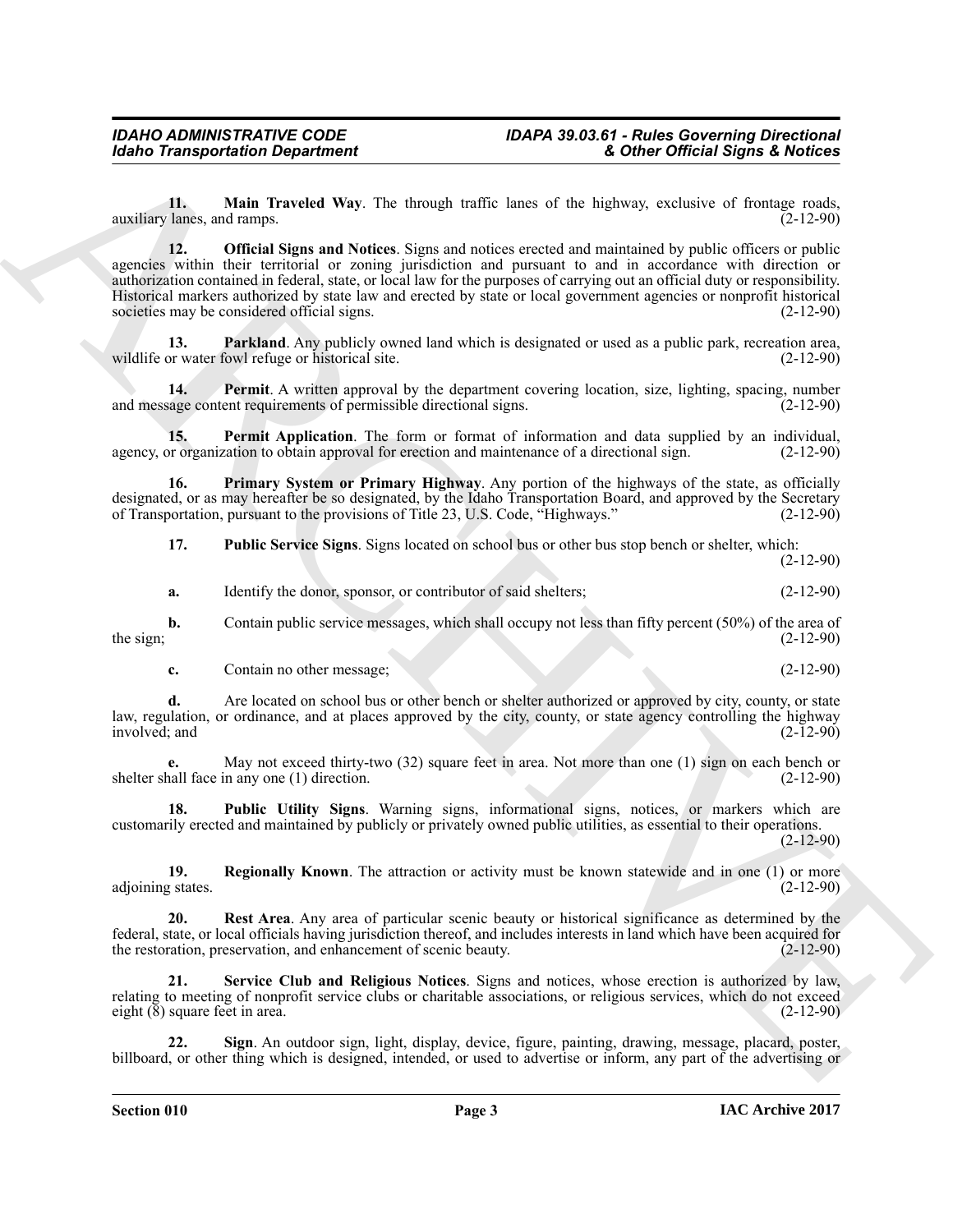**11. Main Traveled Way**. The through traffic lanes of the highway, exclusive of frontage roads, auxiliary lanes, and ramps. (2-12-90)

**12. Official Signs and Notices**. Signs and notices erected and maintained by public officers or public agencies within their territorial or zoning jurisdiction and pursuant to and in accordance with direction or authorization contained in federal, state, or local law for the purposes of carrying out an official duty or responsibility. Historical markers authorized by state law and erected by state or local government agencies or nonprofit historical societies may be considered official signs. (2-12-90)

**13. Parkland**. Any publicly owned land which is designated or used as a public park, recreation area, wildlife or water fowl refuge or historical site. (2-12-90)

**14. Permit**. A written approval by the department covering location, size, lighting, spacing, number and message content requirements of permissible directional signs. (2-12-90)

**15. Permit Application**. The form or format of information and data supplied by an individual, agency, or organization to obtain approval for erection and maintenance of a directional sign. (2-12-90)

**16. Primary System or Primary Highway**. Any portion of the highways of the state, as officially designated, or as may hereafter be so designated, by the Idaho Transportation Board, and approved by the Secretary of Transportation, pursuant to the provisions of Title 23, U.S. Code, "Highways." (2-12-90)

**17. Public Service Signs**. Signs located on school bus or other bus stop bench or shelter, which: (2-12-90)

**a.** Identify the donor, sponsor, or contributor of said shelters; (2-12-90)

**b.** Contain public service messages, which shall occupy not less than fifty percent (50%) of the area of the sign; (2-12-90)

**c.** Contain no other message; (2-12-90)

**d.** Are located on school bus or other bench or shelter authorized or approved by city, county, or state law, regulation, or ordinance, and at places approved by the city, county, or state agency controlling the highway involved; and (2-12-90)

**e.** May not exceed thirty-two (32) square feet in area. Not more than one (1) sign on each bench or shelter shall face in any one (1) direction. (2-12-90)

**18. Public Utility Signs**. Warning signs, informational signs, notices, or markers which are customarily erected and maintained by publicly or privately owned public utilities, as essential to their operations. (2-12-90)

**19. Regionally Known**. The attraction or activity must be known statewide and in one (1) or more adjoining states. (2-12-90)

**20. Rest Area**. Any area of particular scenic beauty or historical significance as determined by the federal, state, or local officials having jurisdiction thereof, and includes interests in land which have been acquired for the restoration, preservation, and enhancement of scenic beauty. (2-12-90)

**21. Service Club and Religious Notices**. Signs and notices, whose erection is authorized by law, relating to meeting of nonprofit service clubs or charitable associations, or religious services, which do not exceed eight (8) square feet in area. (2-12-90)

**22. Sign**. An outdoor sign, light, display, device, figure, painting, drawing, message, placard, poster, billboard, or other thing which is designed, intended, or used to advertise or inform, any part of the advertising or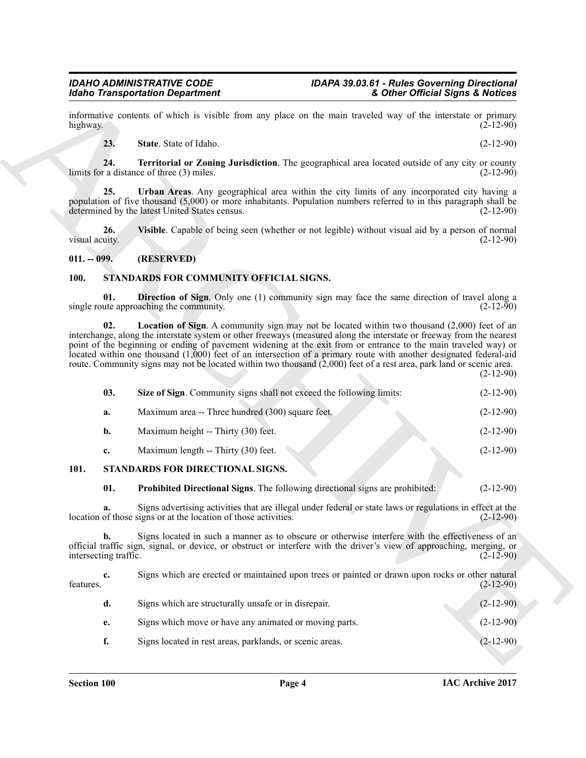informative contents of which is visible from any place on the main traveled way of the interstate or primary highway. (2-12-90)

**23. State**. State of Idaho. (2-12-90)

**24. Territorial or Zoning Jurisdiction**. The geographical area located outside of any city or county limits for a distance of three (3) miles. (2-12-90)

**25. Urban Areas**. Any geographical area within the city limits of any incorporated city having a population of five thousand (5,000) or more inhabitants. Population numbers referred to in this paragraph shall be determined by the latest United States census. (2-12-90)

**26. Visible**. Capable of being seen (whether or not legible) without visual aid by a person of normal visual acuity. (2-12-90)

## 011. -- 099. (RESERVED)

## 100. STANDARDS FOR COMMUNITY OFFICIAL SIGNS.

**01. Direction of Sign**. Only one (1) community sign may face the same direction of travel along a single route approaching the community. (2-12-90)

**02. Location of Sign**. A community sign may not be located within two thousand (2,000) feet of an interchange, along the interstate system or other freeways (measured along the interstate or freeway from the nearest point of the beginning or ending of pavement widening at the exit from or entrance to the main traveled way) or located within one thousand (1,000) feet of an intersection of a primary route with another designated federal-aid route. Community signs may not be located within two thousand (2,000) feet of a rest area, park land or scenic area. (2-12-90)

**03. Size of Sign**. Community signs shall not exceed the following limits: (2-12-90)

**a.** Maximum area -- Three hundred (300) square feet. (2-12-90)

**b.** Maximum height -- Thirty (30) feet. (2-12-90)

**c.** Maximum length -- Thirty (30) feet. (2-12-90)

## 101. STANDARDS FOR DIRECTIONAL SIGNS.

**01. Prohibited Directional Signs**. The following directional signs are prohibited: (2-12-90)

**a.** Signs advertising activities that are illegal under federal or state laws or regulations in effect at the location of those signs or at the location of those activities. (2-12-90)

**b.** Signs located in such a manner as to obscure or otherwise interfere with the effectiveness of an official traffic sign, signal, or device, or obstruct or interfere with the driver's view of approaching, merging, or intersecting traffic. (2-12-90)

**c.** Signs which are erected or maintained upon trees or painted or drawn upon rocks or other natural features. (2-12-90)

**d.** Signs which are structurally unsafe or in disrepair. (2-12-90)

**e.** Signs which move or have any animated or moving parts. (2-12-90)

**f.** Signs located in rest areas, parklands, or scenic areas. (2-12-90)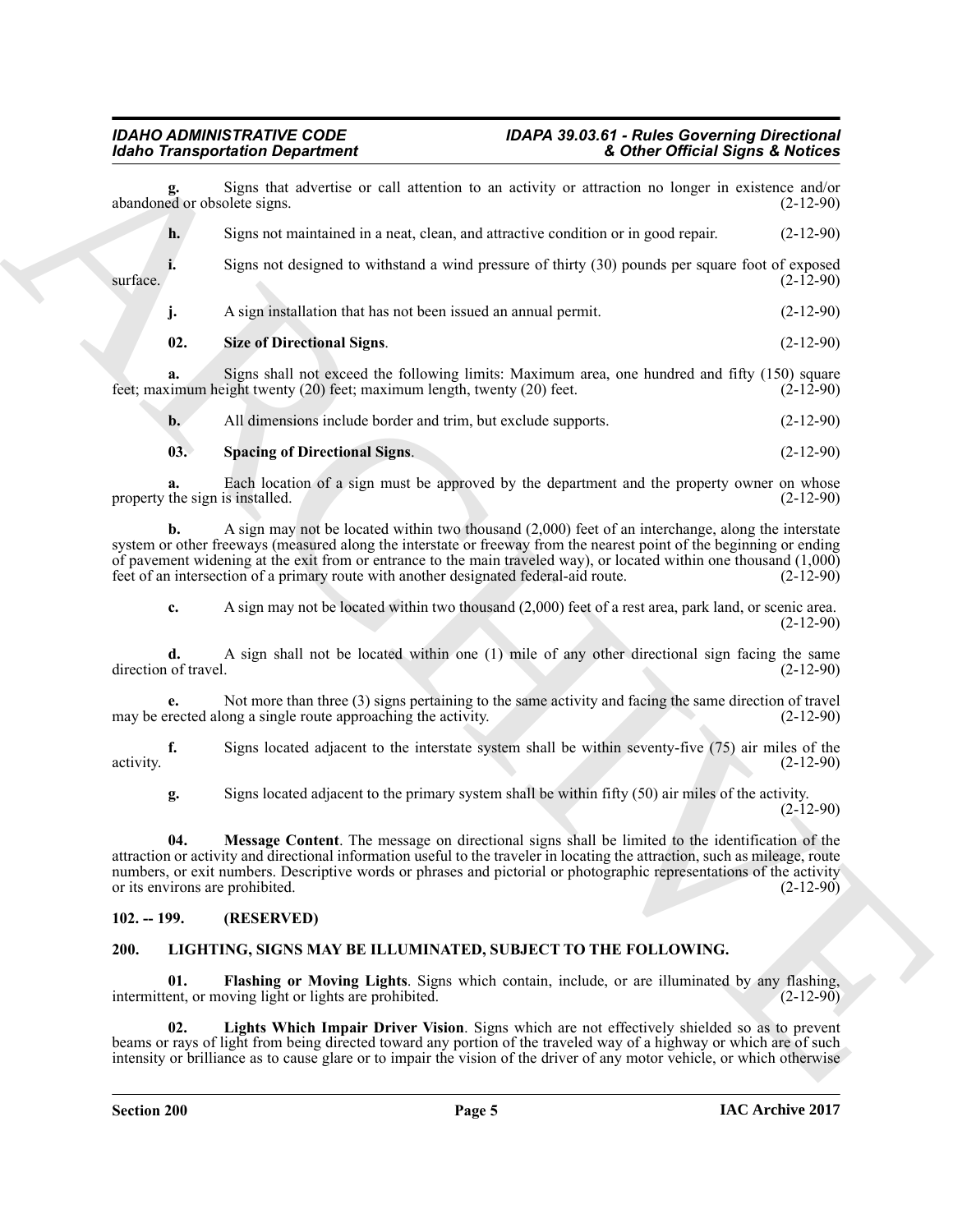**g.** Signs that advertise or call attention to an activity or attraction no longer in existence and/or abandoned or obsolete signs. (2-12-90)

**h.** Signs not maintained in a neat, clean, and attractive condition or in good repair. (2-12-90)

**i.** Signs not designed to withstand a wind pressure of thirty (30) pounds per square foot of exposed surface. (2-12-90)

**j.** A sign installation that has not been issued an annual permit. (2-12-90)

**02. Size of Directional Signs**. (2-12-90)

**a.** Signs shall not exceed the following limits: Maximum area, one hundred and fifty (150) square feet; maximum height twenty (20) feet; maximum length, twenty (20) feet. (2-12-90)

**b.** All dimensions include border and trim, but exclude supports. (2-12-90)

**03. Spacing of Directional Signs**. (2-12-90)

**a.** Each location of a sign must be approved by the department and the property owner on whose property the sign is installed. (2-12-90)

**b.** A sign may not be located within two thousand (2,000) feet of an interchange, along the interstate system or other freeways (measured along the interstate or freeway from the nearest point of the beginning or ending of pavement widening at the exit from or entrance to the main traveled way), or located within one thousand (1,000) feet of an intersection of a primary route with another designated federal-aid route. (2-12-90)

**c.** A sign may not be located within two thousand (2,000) feet of a rest area, park land, or scenic area. (2-12-90)

**d.** A sign shall not be located within one (1) mile of any other directional sign facing the same direction of travel. (2-12-90)

**e.** Not more than three (3) signs pertaining to the same activity and facing the same direction of travel may be erected along a single route approaching the activity. (2-12-90)

**f.** Signs located adjacent to the interstate system shall be within seventy-five (75) air miles of the activity. (2-12-90)

**g.** Signs located adjacent to the primary system shall be within fifty (50) air miles of the activity. (2-12-90)

**04. Message Content**. The message on directional signs shall be limited to the identification of the attraction or activity and directional information useful to the traveler in locating the attraction, such as mileage, route numbers, or exit numbers. Descriptive words or phrases and pictorial or photographic representations of the activity or its environs are prohibited. (2-12-90)

## 102. -- 199. (RESERVED)

## 200. LIGHTING, SIGNS MAY BE ILLUMINATED, SUBJECT TO THE FOLLOWING.

**01. Flashing or Moving Lights**. Signs which contain, include, or are illuminated by any flashing, intermittent, or moving light or lights are prohibited. (2-12-90)

**02. Lights Which Impair Driver Vision**. Signs which are not effectively shielded so as to prevent beams or rays of light from being directed toward any portion of the traveled way of a highway or which are of such intensity or brilliance as to cause glare or to impair the vision of the driver of any motor vehicle, or which otherwise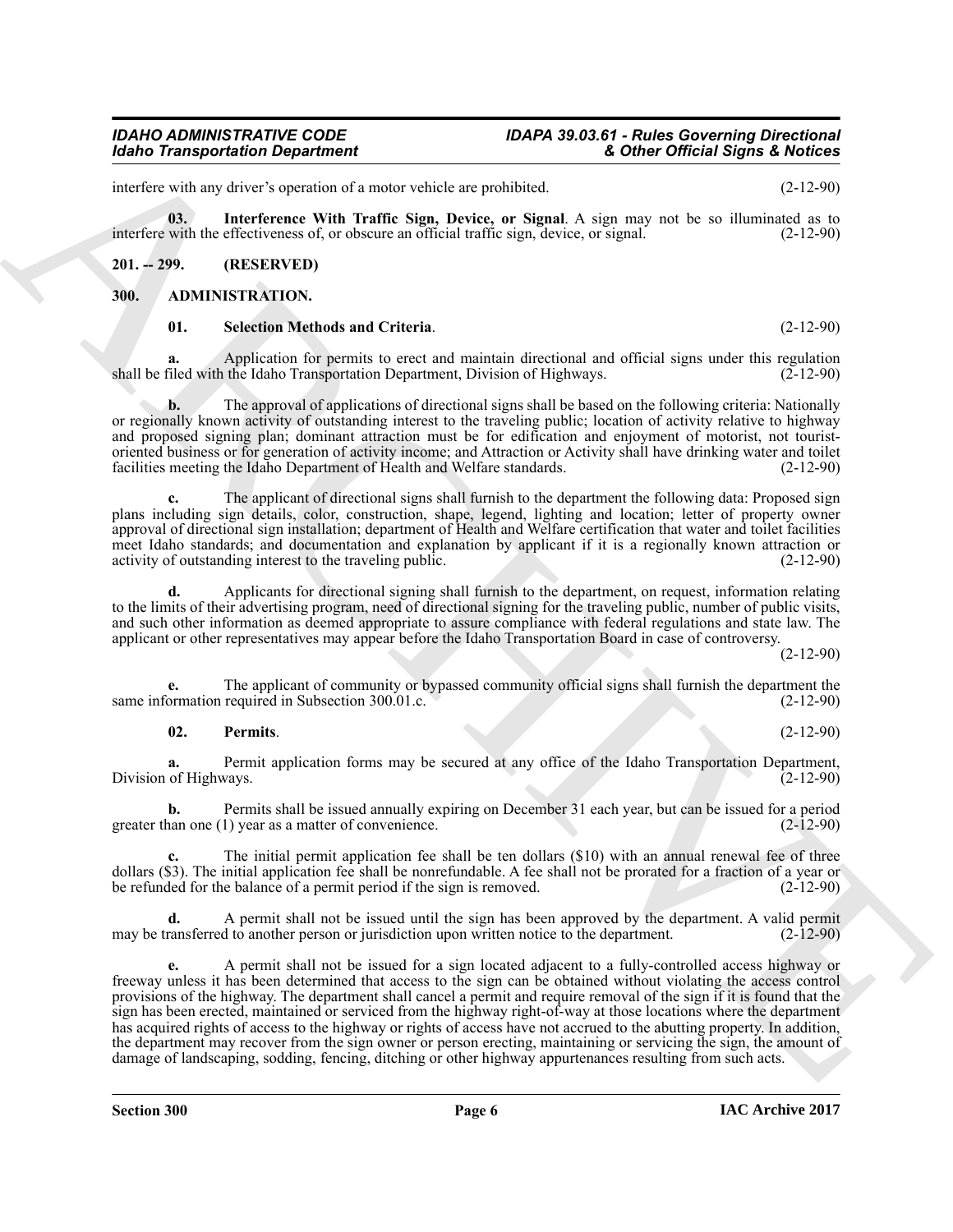interfere with any driver's operation of a motor vehicle are prohibited. (2-12-90)

**03. Interference With Traffic Sign, Device, or Signal**. A sign may not be so illuminated as to interfere with the effectiveness of, or obscure an official traffic sign, device, or signal. (2-12-90)

## 201. -- 299. (RESERVED)

## 300. ADMINISTRATION.

**01. Selection Methods and Criteria**. (2-12-90)

**a.** Application for permits to erect and maintain directional and official signs under this regulation shall be filed with the Idaho Transportation Department, Division of Highways. (2-12-90)

**b.** The approval of applications of directional signs shall be based on the following criteria: Nationally or regionally known activity of outstanding interest to the traveling public; location of activity relative to highway and proposed signing plan; dominant attraction must be for edification and enjoyment of motorist, not tourist-oriented business or for generation of activity income; and Attraction or Activity shall have drinking water and toilet facilities meeting the Idaho Department of Health and Welfare standards. (2-12-90)

**c.** The applicant of directional signs shall furnish to the department the following data: Proposed sign plans including sign details, color, construction, shape, legend, lighting and location; letter of property owner approval of directional sign installation; department of Health and Welfare certification that water and toilet facilities meet Idaho standards; and documentation and explanation by applicant if it is a regionally known attraction or activity of outstanding interest to the traveling public. (2-12-90)

**d.** Applicants for directional signing shall furnish to the department, on request, information relating to the limits of their advertising program, need of directional signing for the traveling public, number of public visits, and such other information as deemed appropriate to assure compliance with federal regulations and state law. The applicant or other representatives may appear before the Idaho Transportation Board in case of controversy. (2-12-90)

**e.** The applicant of community or bypassed community official signs shall furnish the department the same information required in Subsection 300.01.c. (2-12-90)

**02. Permits**. (2-12-90)

**a.** Permit application forms may be secured at any office of the Idaho Transportation Department, Division of Highways. (2-12-90)

**b.** Permits shall be issued annually expiring on December 31 each year, but can be issued for a period greater than one (1) year as a matter of convenience. (2-12-90)

**c.** The initial permit application fee shall be ten dollars ($10) with an annual renewal fee of three dollars ($3). The initial application fee shall be nonrefundable. A fee shall not be prorated for a fraction of a year or be refunded for the balance of a permit period if the sign is removed. (2-12-90)

**d.** A permit shall not be issued until the sign has been approved by the department. A valid permit may be transferred to another person or jurisdiction upon written notice to the department. (2-12-90)

**e.** A permit shall not be issued for a sign located adjacent to a fully-controlled access highway or freeway unless it has been determined that access to the sign can be obtained without violating the access control provisions of the highway. The department shall cancel a permit and require removal of the sign if it is found that the sign has been erected, maintained or serviced from the highway right-of-way at those locations where the department has acquired rights of access to the highway or rights of access have not accrued to the abutting property. In addition, the department may recover from the sign owner or person erecting, maintaining or servicing the sign, the amount of damage of landscaping, sodding, fencing, ditching or other highway appurtenances resulting from such acts.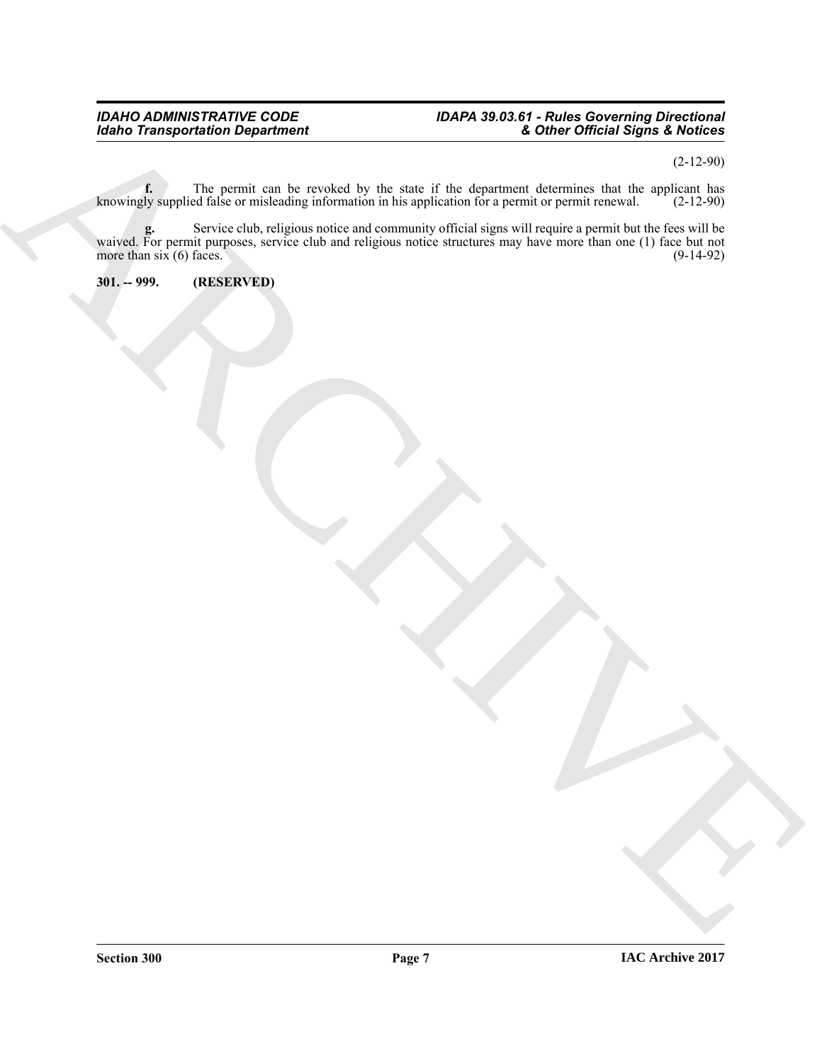(2-12-90)

**f.** The permit can be revoked by the state if the department determines that the applicant has knowingly supplied false or misleading information in his application for a permit or permit renewal. (2-12-90)

**g.** Service club, religious notice and community official signs will require a permit but the fees will be waived. For permit purposes, service club and religious notice structures may have more than one (1) face but not more than six (6) faces. (9-14-92)

**301. -- 999. (RESERVED)**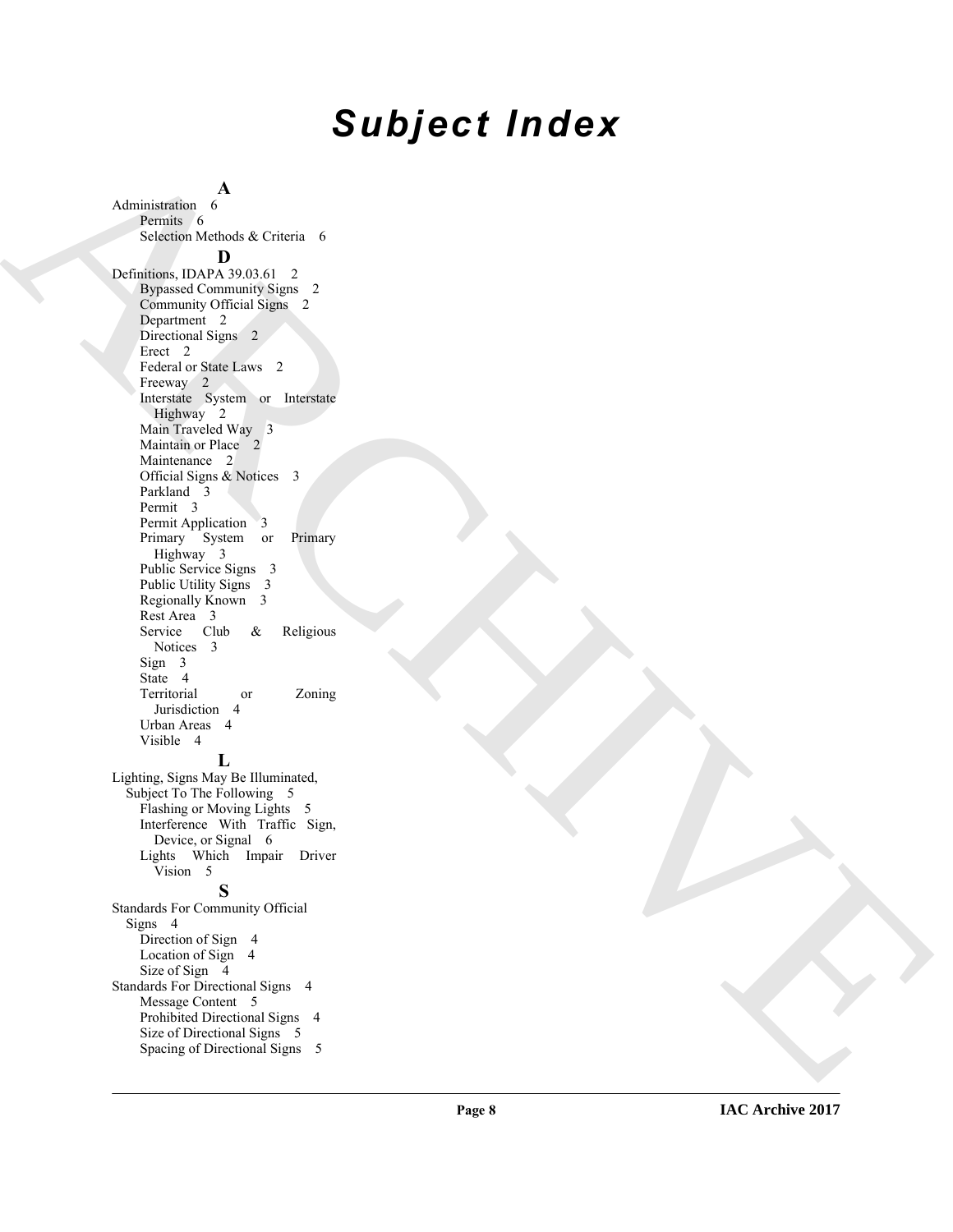# Subject Index

**A**

Administration 6
- Permits 6
- Selection Methods & Criteria 6

**D**

Definitions, IDAPA 39.03.61 2
- Bypassed Community Signs 2
- Community Official Signs 2
- Department 2
- Directional Signs 2
- Erect 2
- Federal or State Laws 2
- Freeway 2
- Interstate System or Interstate Highway 2
- Main Traveled Way 3
- Maintain or Place 2
- Maintenance 2
- Official Signs & Notices 3
- Parkland 3
- Permit 3
- Permit Application 3
- Primary System or Primary Highway 3
- Public Service Signs 3
- Public Utility Signs 3
- Regionally Known 3
- Rest Area 3
- Service Club & Religious Notices 3
- Sign 3
- State 4
- Territorial or Zoning Jurisdiction 4
- Urban Areas 4
- Visible 4

**L**

Lighting, Signs May Be Illuminated, Subject To The Following 5
- Flashing or Moving Lights 5
- Interference With Traffic Sign, Device, or Signal 6
- Lights Which Impair Driver Vision 5

**S**

Standards For Community Official Signs 4
- Direction of Sign 4
- Location of Sign 4
- Size of Sign 4

Standards For Directional Signs 4
- Message Content 5
- Prohibited Directional Signs 4
- Size of Directional Signs 5
- Spacing of Directional Signs 5